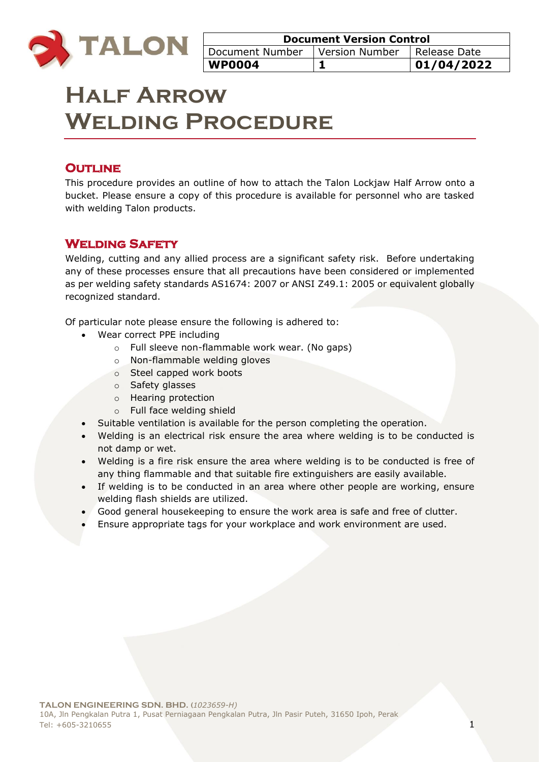| Document Version Control | | |
|---|---|---|
| Document Number | Version Number | Release Date |
| **WP0004** | **1** | **01/04/2022** |

# Half Arrow Welding Procedure

## Outline

This procedure provides an outline of how to attach the Talon Lockjaw Half Arrow onto a bucket. Please ensure a copy of this procedure is available for personnel who are tasked with welding Talon products.

## Welding Safety

Welding, cutting and any allied process are a significant safety risk. Before undertaking any of these processes ensure that all precautions have been considered or implemented as per welding safety standards AS1674: 2007 or ANSI Z49.1: 2005 or equivalent globally recognized standard.

Of particular note please ensure the following is adhered to:

- Wear correct PPE including
  - Full sleeve non-flammable work wear. (No gaps)
  - Non-flammable welding gloves
  - Steel capped work boots
  - Safety glasses
  - Hearing protection
  - Full face welding shield
- Suitable ventilation is available for the person completing the operation.
- Welding is an electrical risk ensure the area where welding is to be conducted is not damp or wet.
- Welding is a fire risk ensure the area where welding is to be conducted is free of any thing flammable and that suitable fire extinguishers are easily available.
- If welding is to be conducted in an area where other people are working, ensure welding flash shields are utilized.
- Good general housekeeping to ensure the work area is safe and free of clutter.
- Ensure appropriate tags for your workplace and work environment are used.

**TALON ENGINEERING SDN. BHD.** (*1023659-H*)
10A, Jln Pengkalan Putra 1, Pusat Perniagaan Pengkalan Putra, Jln Pasir Puteh, 31650 Ipoh, Perak
Tel: +605-3210655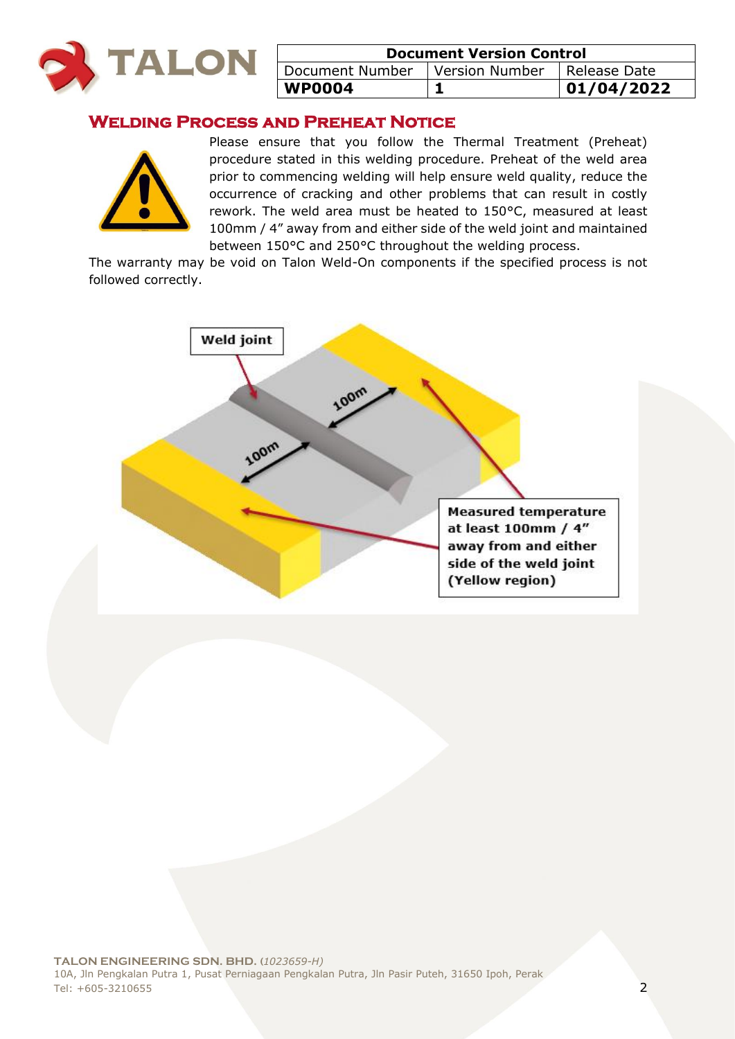| Document Version Control | | |
|---|---|---|
| Document Number | Version Number | Release Date |
| **WP0004** | **1** | **01/04/2022** |

## Welding Process and Preheat Notice

Please ensure that you follow the Thermal Treatment (Preheat) procedure stated in this welding procedure. Preheat of the weld area prior to commencing welding will help ensure weld quality, reduce the occurrence of cracking and other problems that can result in costly rework. The weld area must be heated to 150°C, measured at least 100mm / 4" away from and either side of the weld joint and maintained between 150°C and 250°C throughout the welding process.

The warranty may be void on Talon Weld-On components if the specified process is not followed correctly.

Weld joint

100m

100m

**Measured temperature at least 100mm / 4" away from and either side of the weld joint (Yellow region)**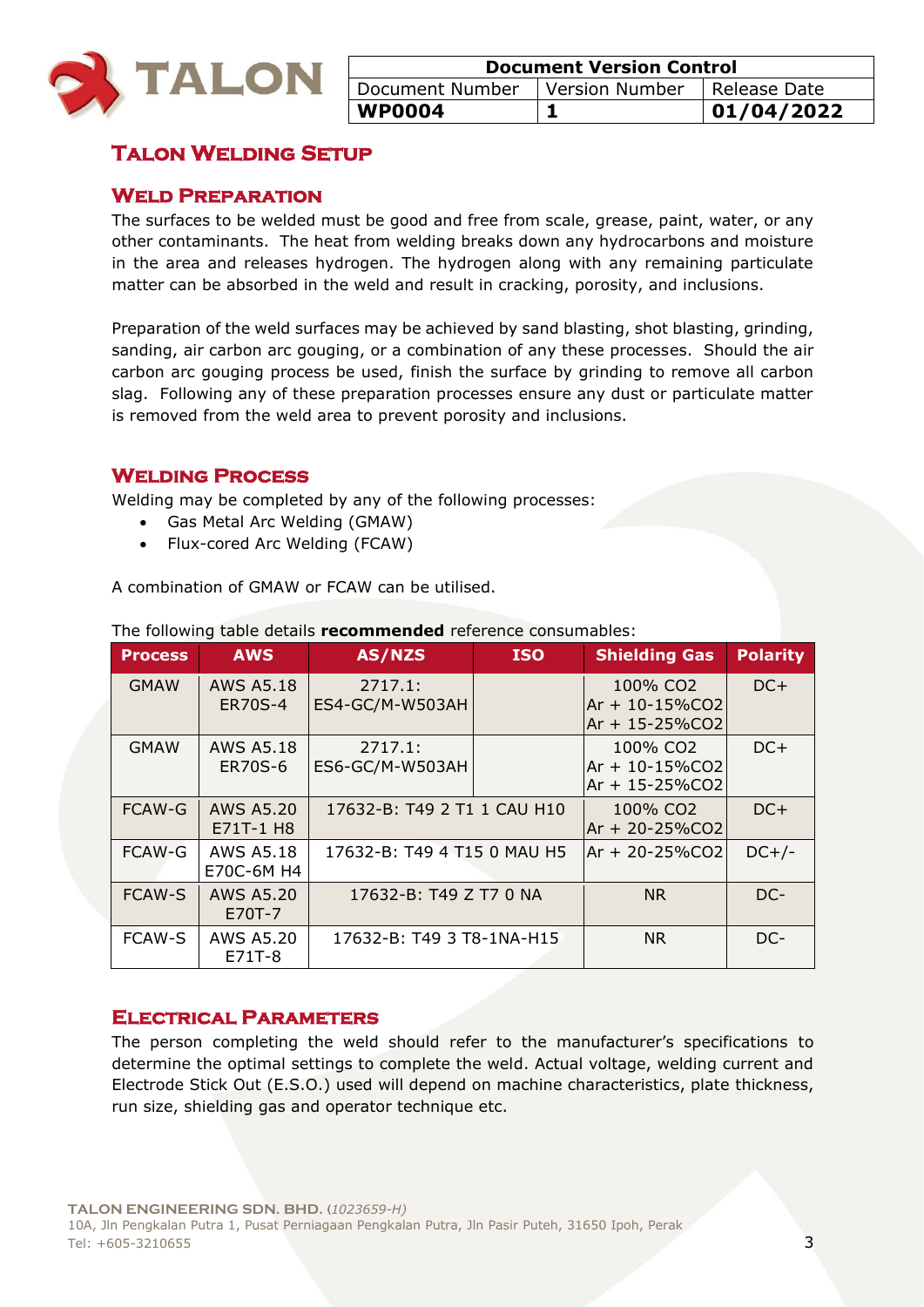| Document Version Control | | |
|---|---|---|
| Document Number | Version Number | Release Date |
| **WP0004** | **1** | **01/04/2022** |

# Talon Welding Setup

## Weld Preparation

The surfaces to be welded must be good and free from scale, grease, paint, water, or any other contaminants. The heat from welding breaks down any hydrocarbons and moisture in the area and releases hydrogen. The hydrogen along with any remaining particulate matter can be absorbed in the weld and result in cracking, porosity, and inclusions.

Preparation of the weld surfaces may be achieved by sand blasting, shot blasting, grinding, sanding, air carbon arc gouging, or a combination of any these processes. Should the air carbon arc gouging process be used, finish the surface by grinding to remove all carbon slag. Following any of these preparation processes ensure any dust or particulate matter is removed from the weld area to prevent porosity and inclusions.

## Welding Process

Welding may be completed by any of the following processes:

- Gas Metal Arc Welding (GMAW)
- Flux-cored Arc Welding (FCAW)

A combination of GMAW or FCAW can be utilised.

The following table details **recommended** reference consumables:

| Process | AWS | AS/NZS | ISO | Shielding Gas | Polarity |
|---|---|---|---|---|---|
| GMAW | AWS A5.18 ER70S-4 | 2717.1: ES4-GC/M-W503AH | | 100% $CO_2$<br>Ar + 10-15%$CO_2$<br>Ar + 15-25%$CO_2$ | DC+ |
| GMAW | AWS A5.18 ER70S-6 | 2717.1: ES6-GC/M-W503AH | | 100% $CO_2$<br>Ar + 10-15%$CO_2$<br>Ar + 15-25%$CO_2$ | DC+ |
| FCAW-G | AWS A5.20 E71T-1 H8 | 17632-B: T49 2 T1 1 CAU H10 | | 100% $CO_2$<br>Ar + 20-25%$CO_2$ | DC+ |
| FCAW-G | AWS A5.18 E70C-6M H4 | 17632-B: T49 4 T15 0 MAU H5 | | Ar + 20-25%$CO_2$ | DC+/- |
| FCAW-S | AWS A5.20 E70T-7 | 17632-B: T49 Z T7 0 NA | | NR | DC- |
| FCAW-S | AWS A5.20 E71T-8 | 17632-B: T49 3 T8-1NA-H15 | | NR | DC- |

## Electrical Parameters

The person completing the weld should refer to the manufacturer's specifications to determine the optimal settings to complete the weld. Actual voltage, welding current and Electrode Stick Out (E.S.O.) used will depend on machine characteristics, plate thickness, run size, shielding gas and operator technique etc.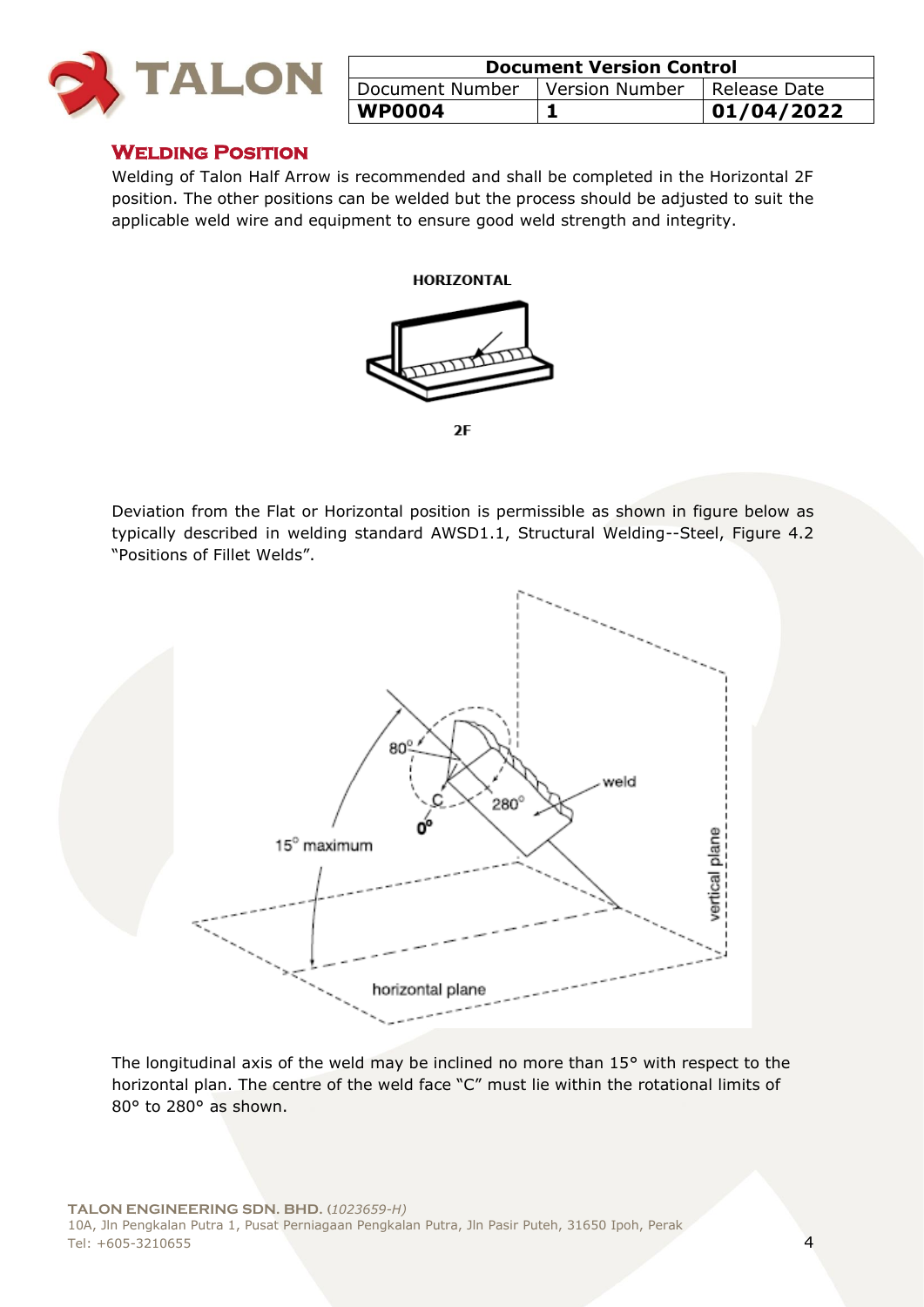| Document Version Control | | |
|---|---|---|
| Document Number | Version Number | Release Date |
| **WP0004** | **1** | **01/04/2022** |

## Welding Position

Welding of Talon Half Arrow is recommended and shall be completed in the Horizontal 2F position. The other positions can be welded but the process should be adjusted to suit the applicable weld wire and equipment to ensure good weld strength and integrity.

HORIZONTAL

2F

Deviation from the Flat or Horizontal position is permissible as shown in figure below as typically described in welding standard AWSD1.1, Structural Welding--Steel, Figure 4.2 "Positions of Fillet Welds".

The longitudinal axis of the weld may be inclined no more than 15° with respect to the horizontal plan. The centre of the weld face "C" must lie within the rotational limits of 80° to 280° as shown.

**TALON ENGINEERING SDN. BHD.** (*1023659-H*)
10A, Jln Pengkalan Putra 1, Pusat Perniagaan Pengkalan Putra, Jln Pasir Puteh, 31650 Ipoh, Perak
Tel: +605-3210655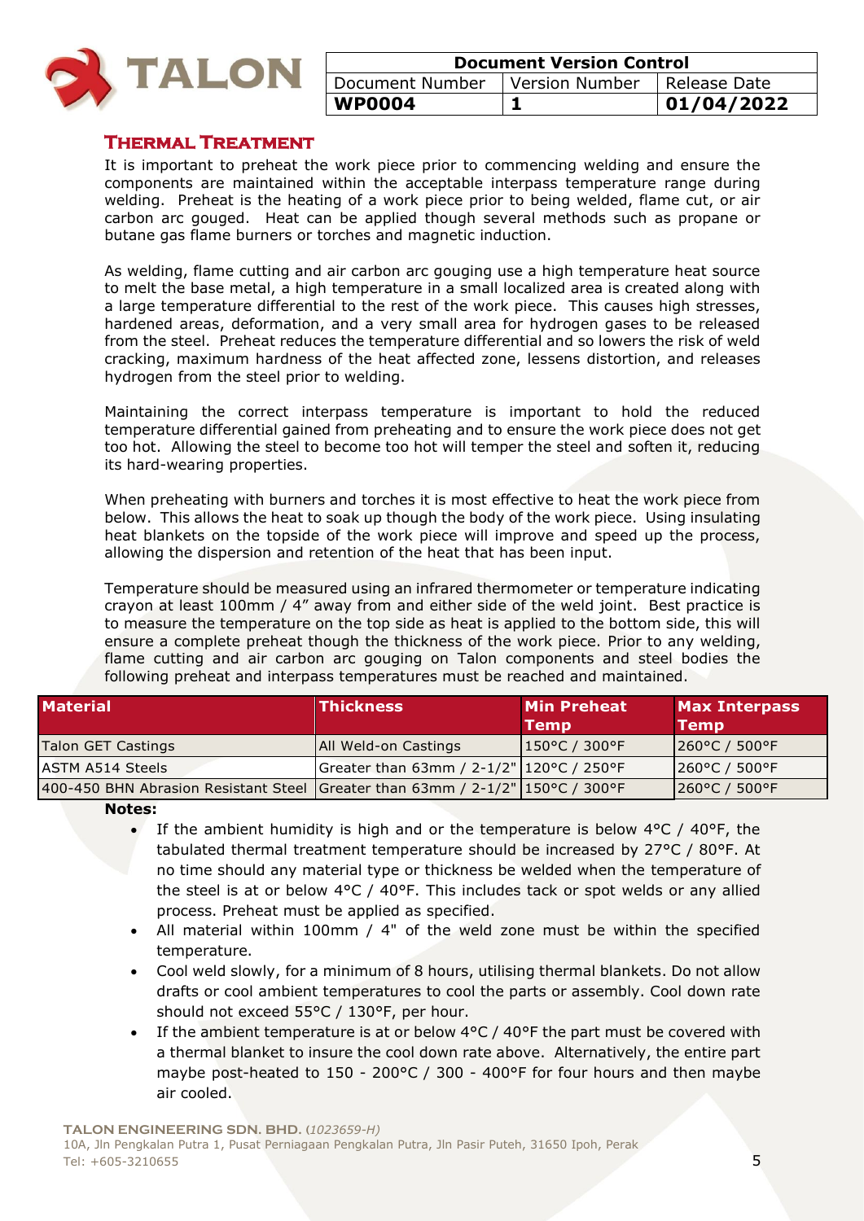## Thermal Treatment

It is important to preheat the work piece prior to commencing welding and ensure the components are maintained within the acceptable interpass temperature range during welding. Preheat is the heating of a work piece prior to being welded, flame cut, or air carbon arc gouged. Heat can be applied though several methods such as propane or butane gas flame burners or torches and magnetic induction.

As welding, flame cutting and air carbon arc gouging use a high temperature heat source to melt the base metal, a high temperature in a small localized area is created along with a large temperature differential to the rest of the work piece. This causes high stresses, hardened areas, deformation, and a very small area for hydrogen gases to be released from the steel. Preheat reduces the temperature differential and so lowers the risk of weld cracking, maximum hardness of the heat affected zone, lessens distortion, and releases hydrogen from the steel prior to welding.

Maintaining the correct interpass temperature is important to hold the reduced temperature differential gained from preheating and to ensure the work piece does not get too hot. Allowing the steel to become too hot will temper the steel and soften it, reducing its hard-wearing properties.

When preheating with burners and torches it is most effective to heat the work piece from below. This allows the heat to soak up though the body of the work piece. Using insulating heat blankets on the topside of the work piece will improve and speed up the process, allowing the dispersion and retention of the heat that has been input.

Temperature should be measured using an infrared thermometer or temperature indicating crayon at least 100mm / 4" away from and either side of the weld joint. Best practice is to measure the temperature on the top side as heat is applied to the bottom side, this will ensure a complete preheat though the thickness of the work piece. Prior to any welding, flame cutting and air carbon arc gouging on Talon components and steel bodies the following preheat and interpass temperatures must be reached and maintained.

| Material | Thickness | Min Preheat Temp | Max Interpass Temp |
|---|---|---|---|
| Talon GET Castings | All Weld-on Castings | 150°C / 300°F | 260°C / 500°F |
| ASTM A514 Steels | Greater than 63mm / 2-1/2" | 120°C / 250°F | 260°C / 500°F |
| 400-450 BHN Abrasion Resistant Steel | Greater than 63mm / 2-1/2" | 150°C / 300°F | 260°C / 500°F |

**Notes:**

- If the ambient humidity is high and or the temperature is below 4°C / 40°F, the tabulated thermal treatment temperature should be increased by 27°C / 80°F. At no time should any material type or thickness be welded when the temperature of the steel is at or below 4°C / 40°F. This includes tack or spot welds or any allied process. Preheat must be applied as specified.
- All material within 100mm / 4" of the weld zone must be within the specified temperature.
- Cool weld slowly, for a minimum of 8 hours, utilising thermal blankets. Do not allow drafts or cool ambient temperatures to cool the parts or assembly. Cool down rate should not exceed 55°C / 130°F, per hour.
- If the ambient temperature is at or below 4°C / 40°F the part must be covered with a thermal blanket to insure the cool down rate above. Alternatively, the entire part maybe post-heated to 150 - 200°C / 300 - 400°F for four hours and then maybe air cooled.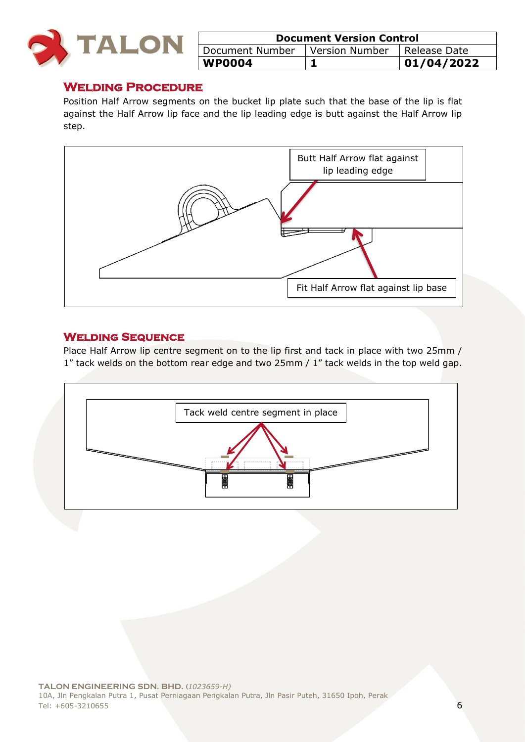| Document Version Control | | |
|---|---|---|
| Document Number | Version Number | Release Date |
| **WP0004** | **1** | **01/04/2022** |

## Welding Procedure

Position Half Arrow segments on the bucket lip plate such that the base of the lip is flat against the Half Arrow lip face and the lip leading edge is butt against the Half Arrow lip step.

Butt Half Arrow flat against lip leading edge

Fit Half Arrow flat against lip base

## Welding Sequence

Place Half Arrow lip centre segment on to the lip first and tack in place with two 25mm / 1" tack welds on the bottom rear edge and two 25mm / 1" tack welds in the top weld gap.

Tack weld centre segment in place

**TALON ENGINEERING SDN. BHD.** *(1023659-H)*
10A, Jln Pengkalan Putra 1, Pusat Perniagaan Pengkalan Putra, Jln Pasir Puteh, 31650 Ipoh, Perak
Tel: +605-3210655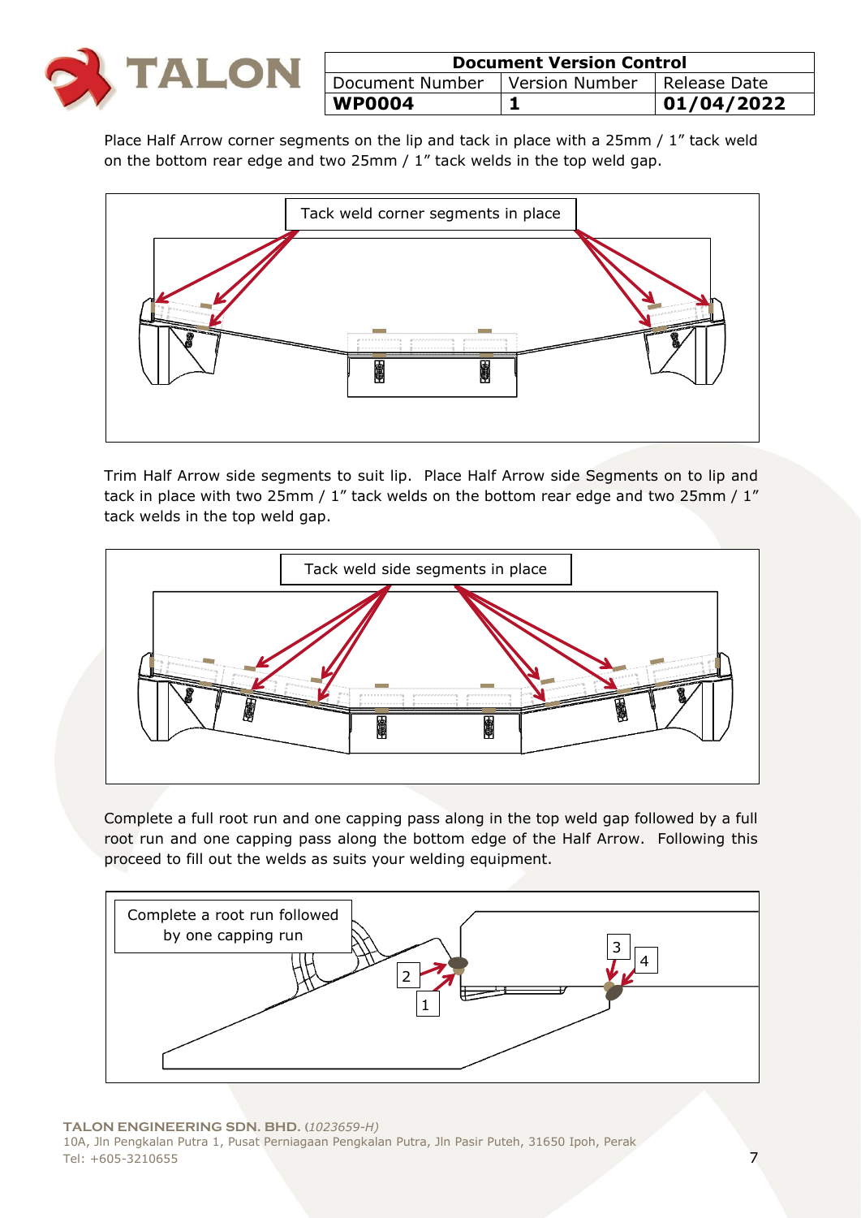Place Half Arrow corner segments on the lip and tack in place with a 25mm / 1" tack weld on the bottom rear edge and two 25mm / 1" tack welds in the top weld gap.

Tack weld corner segments in place

Trim Half Arrow side segments to suit lip. Place Half Arrow side Segments on to lip and tack in place with two 25mm / 1" tack welds on the bottom rear edge and two 25mm / 1" tack welds in the top weld gap.

Tack weld side segments in place

Complete a full root run and one capping pass along in the top weld gap followed by a full root run and one capping pass along the bottom edge of the Half Arrow. Following this proceed to fill out the welds as suits your welding equipment.

Complete a root run followed by one capping run

1 2 3 4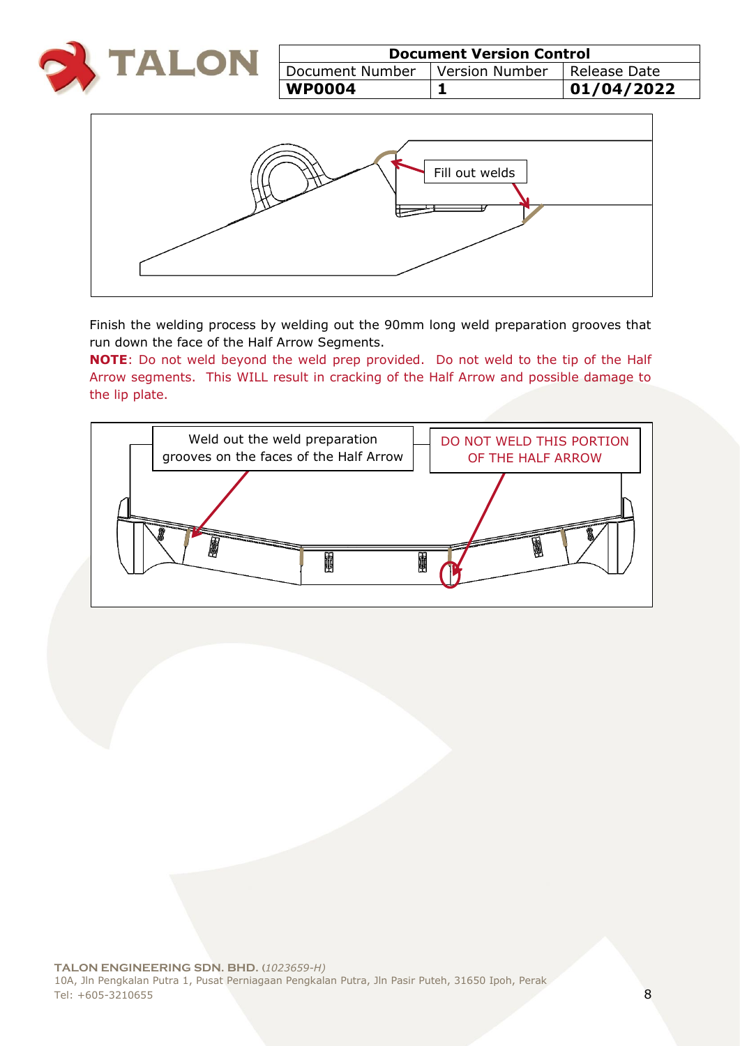| Document Version Control | | |
|---|---|---|
| Document Number | Version Number | Release Date |
| **WP0004** | **1** | **01/04/2022** |

Fill out welds

Finish the welding process by welding out the 90mm long weld preparation grooves that run down the face of the Half Arrow Segments.

**NOTE**: Do not weld beyond the weld prep provided. Do not weld to the tip of the Half Arrow segments. This WILL result in cracking of the Half Arrow and possible damage to the lip plate.

Weld out the weld preparation grooves on the faces of the Half Arrow

DO NOT WELD THIS PORTION OF THE HALF ARROW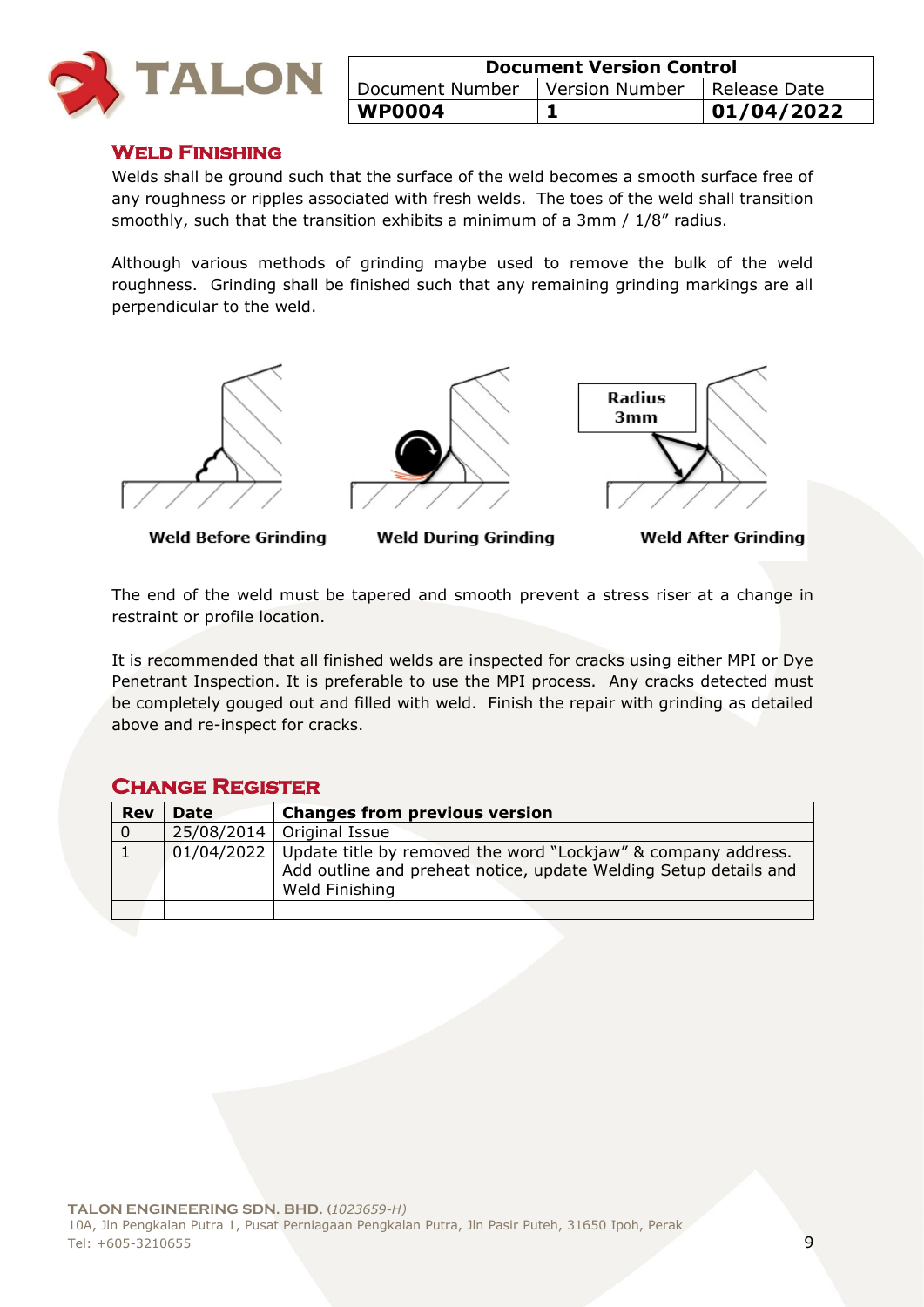## Weld Finishing

Welds shall be ground such that the surface of the weld becomes a smooth surface free of any roughness or ripples associated with fresh welds. The toes of the weld shall transition smoothly, such that the transition exhibits a minimum of a 3mm / 1/8" radius.

Although various methods of grinding maybe used to remove the bulk of the weld roughness. Grinding shall be finished such that any remaining grinding markings are all perpendicular to the weld.

Radius 3mm

Weld Before Grinding

Weld During Grinding

Weld After Grinding

The end of the weld must be tapered and smooth prevent a stress riser at a change in restraint or profile location.

It is recommended that all finished welds are inspected for cracks using either MPI or Dye Penetrant Inspection. It is preferable to use the MPI process. Any cracks detected must be completely gouged out and filled with weld. Finish the repair with grinding as detailed above and re-inspect for cracks.

## Change Register

| Rev | Date | Changes from previous version |
|---|---|---|
| 0 | 25/08/2014 | Original Issue |
| 1 | 01/04/2022 | Update title by removed the word "Lockjaw" & company address. Add outline and preheat notice, update Welding Setup details and Weld Finishing |
| | | |